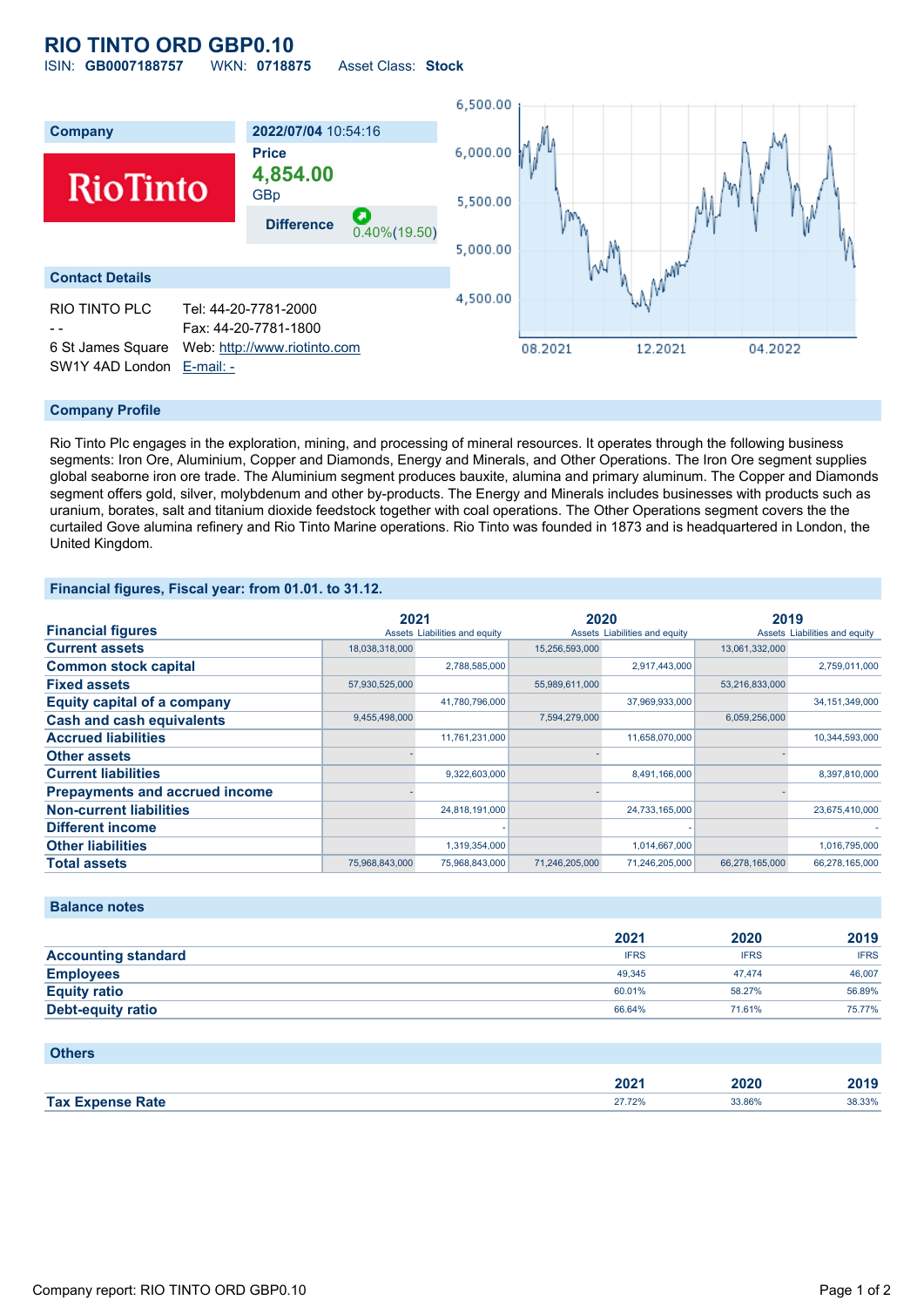# RIO TINTO ORD GBP0.10

ISIN: **GB0007188757** WKN: **0718875** Asset Class: **Stock**

| Company | 2022/07/04 10:54:16 |
|---|---|
| RioTinto | **Price** |
| | **4,854.00** |
| | GBp |
| | **Difference** 0.40%(19.50) |

## Contact Details

| | |
|---|---|
| RIO TINTO PLC | Tel: 44-20-7781-2000 |
| - - | Fax: 44-20-7781-1800 |
| 6 St James Square | Web: http://www.riotinto.com |
| SW1Y 4AD London | E-mail: - |

## Company Profile

Rio Tinto Plc engages in the exploration, mining, and processing of mineral resources. It operates through the following business segments: Iron Ore, Aluminium, Copper and Diamonds, Energy and Minerals, and Other Operations. The Iron Ore segment supplies global seaborne iron ore trade. The Aluminium segment produces bauxite, alumina and primary aluminum. The Copper and Diamonds segment offers gold, silver, molybdenum and other by-products. The Energy and Minerals includes businesses with products such as uranium, borates, salt and titanium dioxide feedstock together with coal operations. The Other Operations segment covers the the curtailed Gove alumina refinery and Rio Tinto Marine operations. Rio Tinto was founded in 1873 and is headquartered in London, the United Kingdom.

## Financial figures, Fiscal year: from 01.01. to 31.12.

| Financial figures | 2021 | | 2020 | | 2019 | |
|---|---|---|---|---|---|---|
| | Assets | Liabilities and equity | Assets | Liabilities and equity | Assets | Liabilities and equity |
| **Current assets** | 18,038,318,000 | | 15,256,593,000 | | 13,061,332,000 | |
| **Common stock capital** | | 2,788,585,000 | | 2,917,443,000 | | 2,759,011,000 |
| **Fixed assets** | 57,930,525,000 | | 55,989,611,000 | | 53,216,833,000 | |
| **Equity capital of a company** | | 41,780,796,000 | | 37,969,933,000 | | 34,151,349,000 |
| **Cash and cash equivalents** | 9,455,498,000 | | 7,594,279,000 | | 6,059,256,000 | |
| **Accrued liabilities** | | 11,761,231,000 | | 11,658,070,000 | | 10,344,593,000 |
| **Other assets** | - | | - | | - | |
| **Current liabilities** | | 9,322,603,000 | | 8,491,166,000 | | 8,397,810,000 |
| **Prepayments and accrued income** | - | | - | | - | |
| **Non-current liabilities** | | 24,818,191,000 | | 24,733,165,000 | | 23,675,410,000 |
| **Different income** | | - | | - | | - |
| **Other liabilities** | | 1,319,354,000 | | 1,014,667,000 | | 1,016,795,000 |
| **Total assets** | 75,968,843,000 | 75,968,843,000 | 71,246,205,000 | 71,246,205,000 | 66,278,165,000 | 66,278,165,000 |

## Balance notes

| | 2021 | 2020 | 2019 |
|---|---|---|---|
| **Accounting standard** | IFRS | IFRS | IFRS |
| **Employees** | 49,345 | 47,474 | 46,007 |
| **Equity ratio** | 60.01% | 58.27% | 56.89% |
| **Debt-equity ratio** | 66.64% | 71.61% | 75.77% |

## Others

| | 2021 | 2020 | 2019 |
|---|---|---|---|
| **Tax Expense Rate** | 27.72% | 33.86% | 38.33% |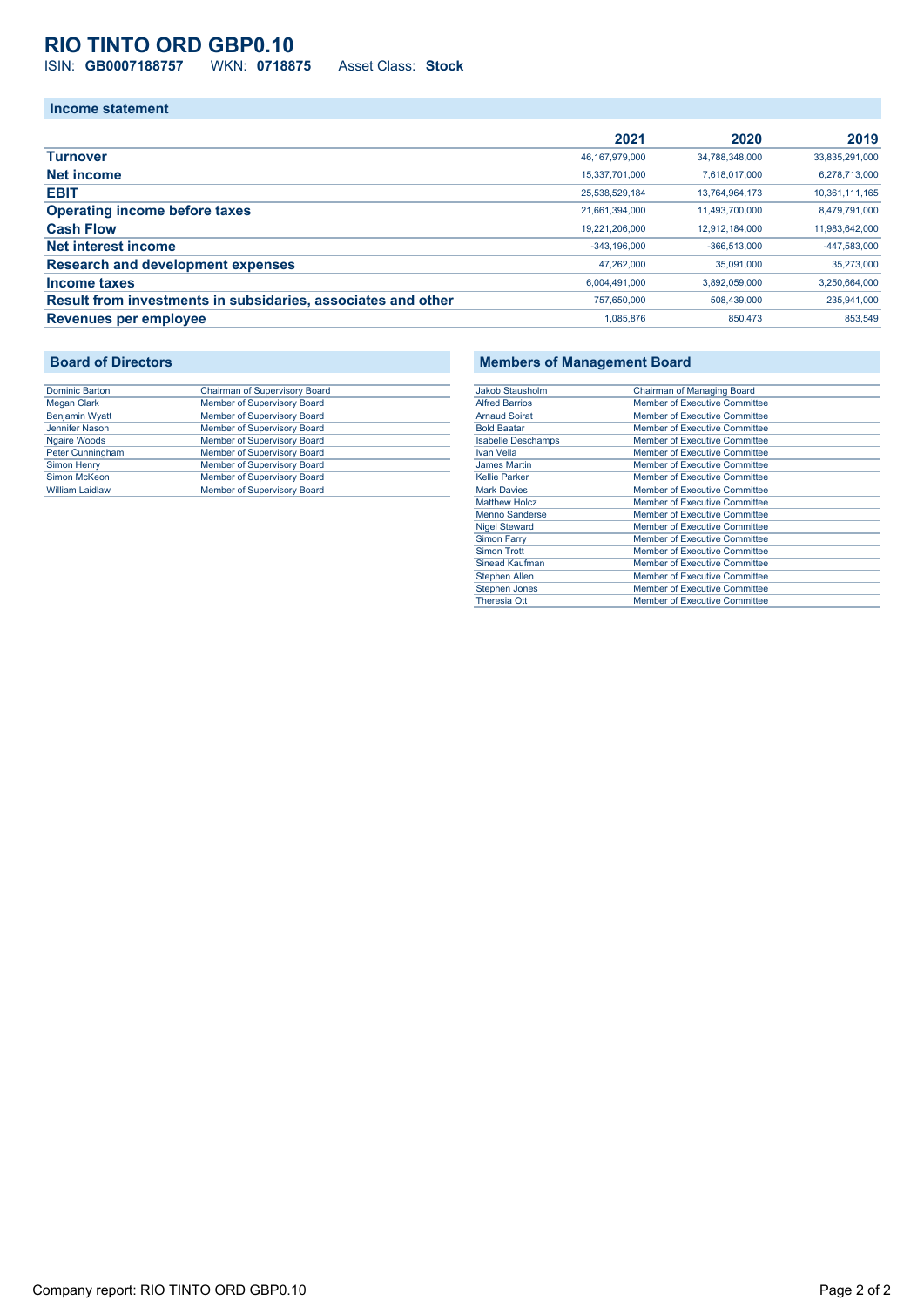# RIO TINTO ORD GBP0.10

ISIN: **GB0007188757** WKN: **0718875** Asset Class: **Stock**

## Income statement

| | 2021 | 2020 | 2019 |
|---|---|---|---|
| **Turnover** | 46,167,979,000 | 34,788,348,000 | 33,835,291,000 |
| **Net income** | 15,337,701,000 | 7,618,017,000 | 6,278,713,000 |
| **EBIT** | 25,538,529,184 | 13,764,964,173 | 10,361,111,165 |
| **Operating income before taxes** | 21,661,394,000 | 11,493,700,000 | 8,479,791,000 |
| **Cash Flow** | 19,221,206,000 | 12,912,184,000 | 11,983,642,000 |
| **Net interest income** | -343,196,000 | -366,513,000 | -447,583,000 |
| **Research and development expenses** | 47,262,000 | 35,091,000 | 35,273,000 |
| **Income taxes** | 6,004,491,000 | 3,892,059,000 | 3,250,664,000 |
| **Result from investments in subsidaries, associates and other** | 757,650,000 | 508,439,000 | 235,941,000 |
| **Revenues per employee** | 1,085,876 | 850,473 | 853,549 |

## Board of Directors

| | |
|---|---|
| Dominic Barton | Chairman of Supervisory Board |
| Megan Clark | Member of Supervisory Board |
| Benjamin Wyatt | Member of Supervisory Board |
| Jennifer Nason | Member of Supervisory Board |
| Ngaire Woods | Member of Supervisory Board |
| Peter Cunningham | Member of Supervisory Board |
| Simon Henry | Member of Supervisory Board |
| Simon McKeon | Member of Supervisory Board |
| William Laidlaw | Member of Supervisory Board |

## Members of Management Board

| | |
|---|---|
| Jakob Stausholm | Chairman of Managing Board |
| Alfred Barrios | Member of Executive Committee |
| Arnaud Soirat | Member of Executive Committee |
| Bold Baatar | Member of Executive Committee |
| Isabelle Deschamps | Member of Executive Committee |
| Ivan Vella | Member of Executive Committee |
| James Martin | Member of Executive Committee |
| Kellie Parker | Member of Executive Committee |
| Mark Davies | Member of Executive Committee |
| Matthew Holcz | Member of Executive Committee |
| Menno Sanderse | Member of Executive Committee |
| Nigel Steward | Member of Executive Committee |
| Simon Farry | Member of Executive Committee |
| Simon Trott | Member of Executive Committee |
| Sinead Kaufman | Member of Executive Committee |
| Stephen Allen | Member of Executive Committee |
| Stephen Jones | Member of Executive Committee |
| Theresia Ott | Member of Executive Committee |